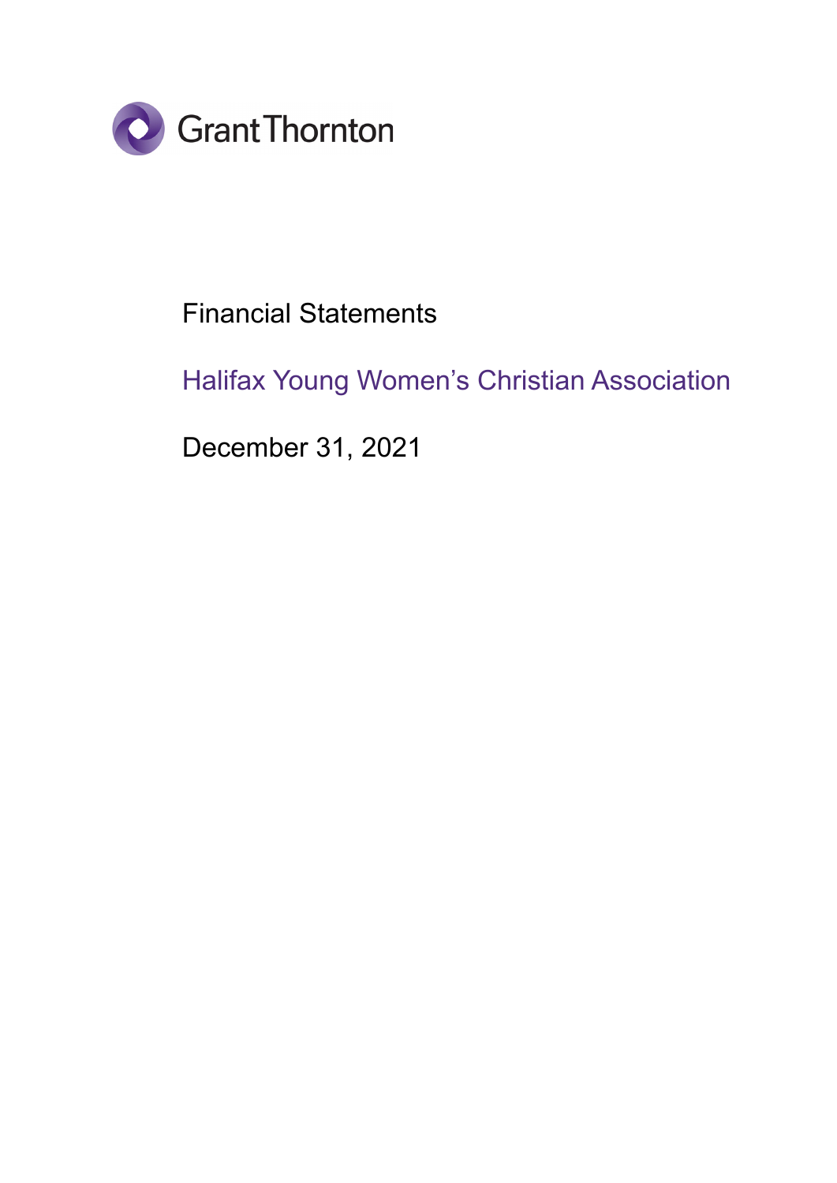Grant Thornton

# Financial Statements

## Halifax Young Women's Christian Association

December 31, 2021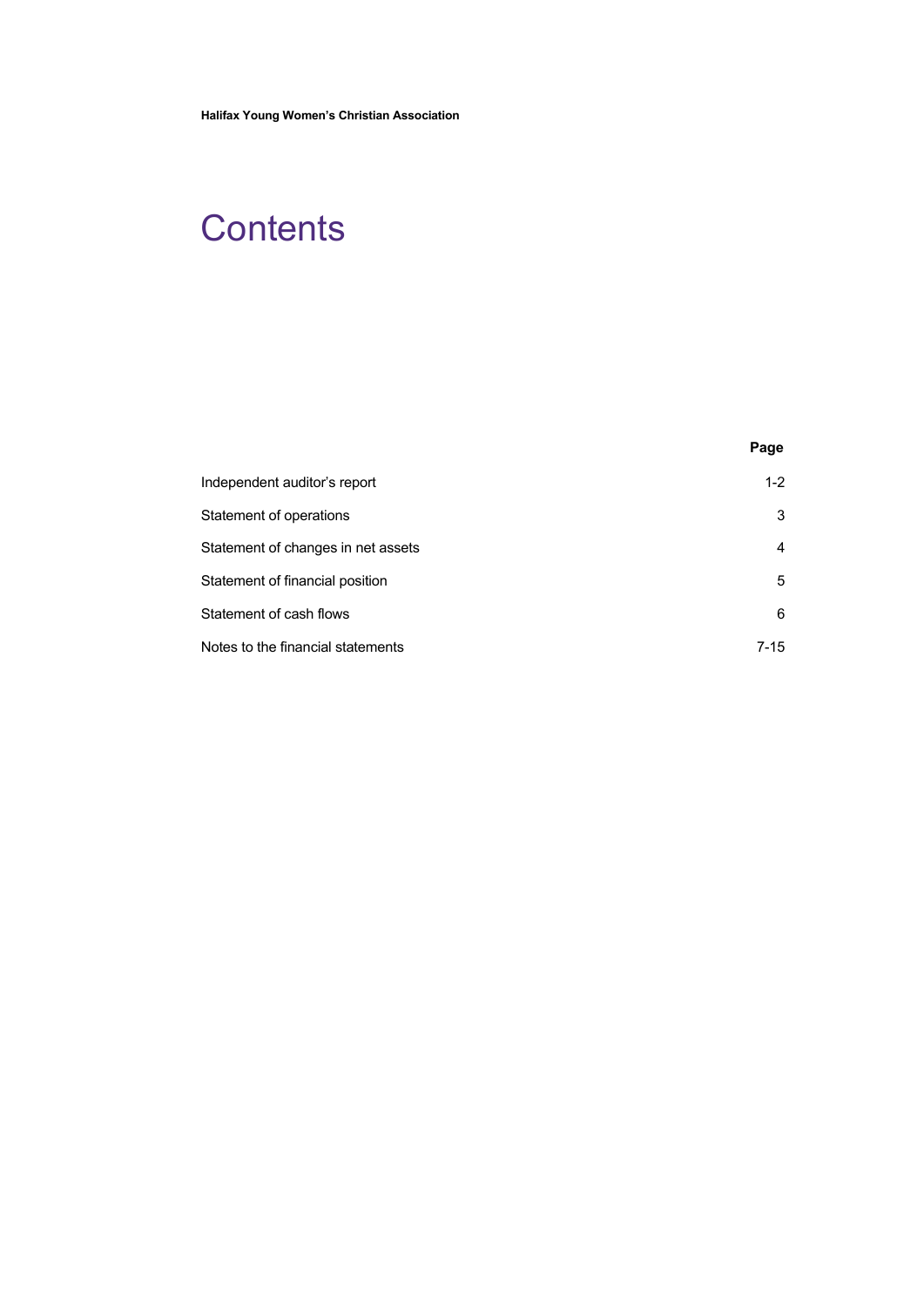# Contents

| | Page |
|---|---|
| Independent auditor's report | 1-2 |
| Statement of operations | 3 |
| Statement of changes in net assets | 4 |
| Statement of financial position | 5 |
| Statement of cash flows | 6 |
| Notes to the financial statements | 7-15 |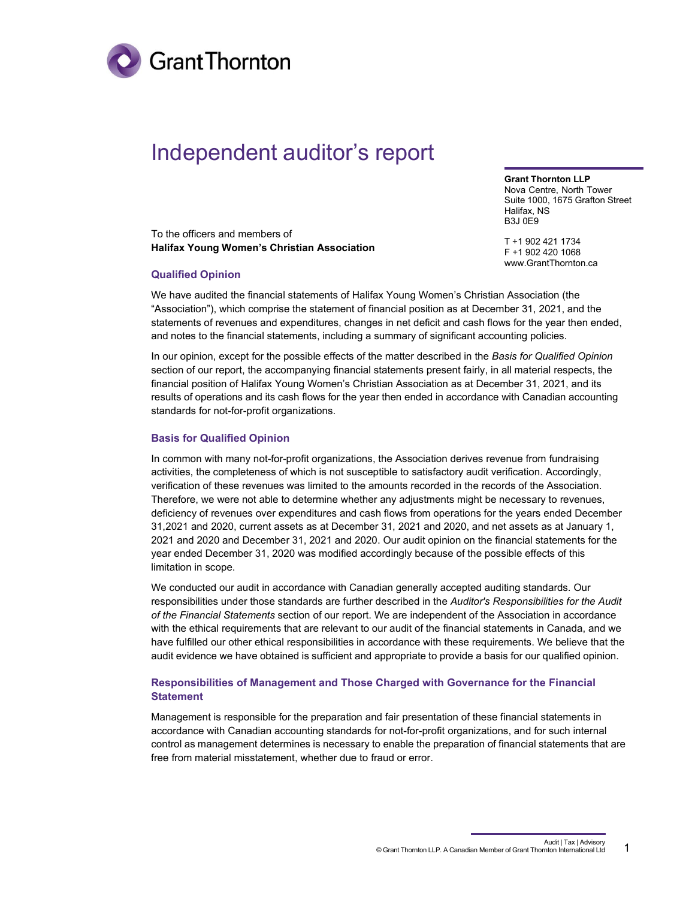# Independent auditor's report

**Grant Thornton LLP**
Nova Centre, North Tower
Suite 1000, 1675 Grafton Street
Halifax, NS
B3J 0E9

T +1 902 421 1734
F +1 902 420 1068
www.GrantThornton.ca

To the officers and members of
**Halifax Young Women's Christian Association**

### Qualified Opinion

We have audited the financial statements of Halifax Young Women's Christian Association (the "Association"), which comprise the statement of financial position as at December 31, 2021, and the statements of revenues and expenditures, changes in net deficit and cash flows for the year then ended, and notes to the financial statements, including a summary of significant accounting policies.

In our opinion, except for the possible effects of the matter described in the *Basis for Qualified Opinion* section of our report, the accompanying financial statements present fairly, in all material respects, the financial position of Halifax Young Women's Christian Association as at December 31, 2021, and its results of operations and its cash flows for the year then ended in accordance with Canadian accounting standards for not-for-profit organizations.

### Basis for Qualified Opinion

In common with many not-for-profit organizations, the Association derives revenue from fundraising activities, the completeness of which is not susceptible to satisfactory audit verification. Accordingly, verification of these revenues was limited to the amounts recorded in the records of the Association. Therefore, we were not able to determine whether any adjustments might be necessary to revenues, deficiency of revenues over expenditures and cash flows from operations for the years ended December 31,2021 and 2020, current assets as at December 31, 2021 and 2020, and net assets as at January 1, 2021 and 2020 and December 31, 2021 and 2020. Our audit opinion on the financial statements for the year ended December 31, 2020 was modified accordingly because of the possible effects of this limitation in scope.

We conducted our audit in accordance with Canadian generally accepted auditing standards. Our responsibilities under those standards are further described in the *Auditor's Responsibilities for the Audit of the Financial Statements* section of our report. We are independent of the Association in accordance with the ethical requirements that are relevant to our audit of the financial statements in Canada, and we have fulfilled our other ethical responsibilities in accordance with these requirements. We believe that the audit evidence we have obtained is sufficient and appropriate to provide a basis for our qualified opinion.

### Responsibilities of Management and Those Charged with Governance for the Financial Statement

Management is responsible for the preparation and fair presentation of these financial statements in accordance with Canadian accounting standards for not-for-profit organizations, and for such internal control as management determines is necessary to enable the preparation of financial statements that are free from material misstatement, whether due to fraud or error.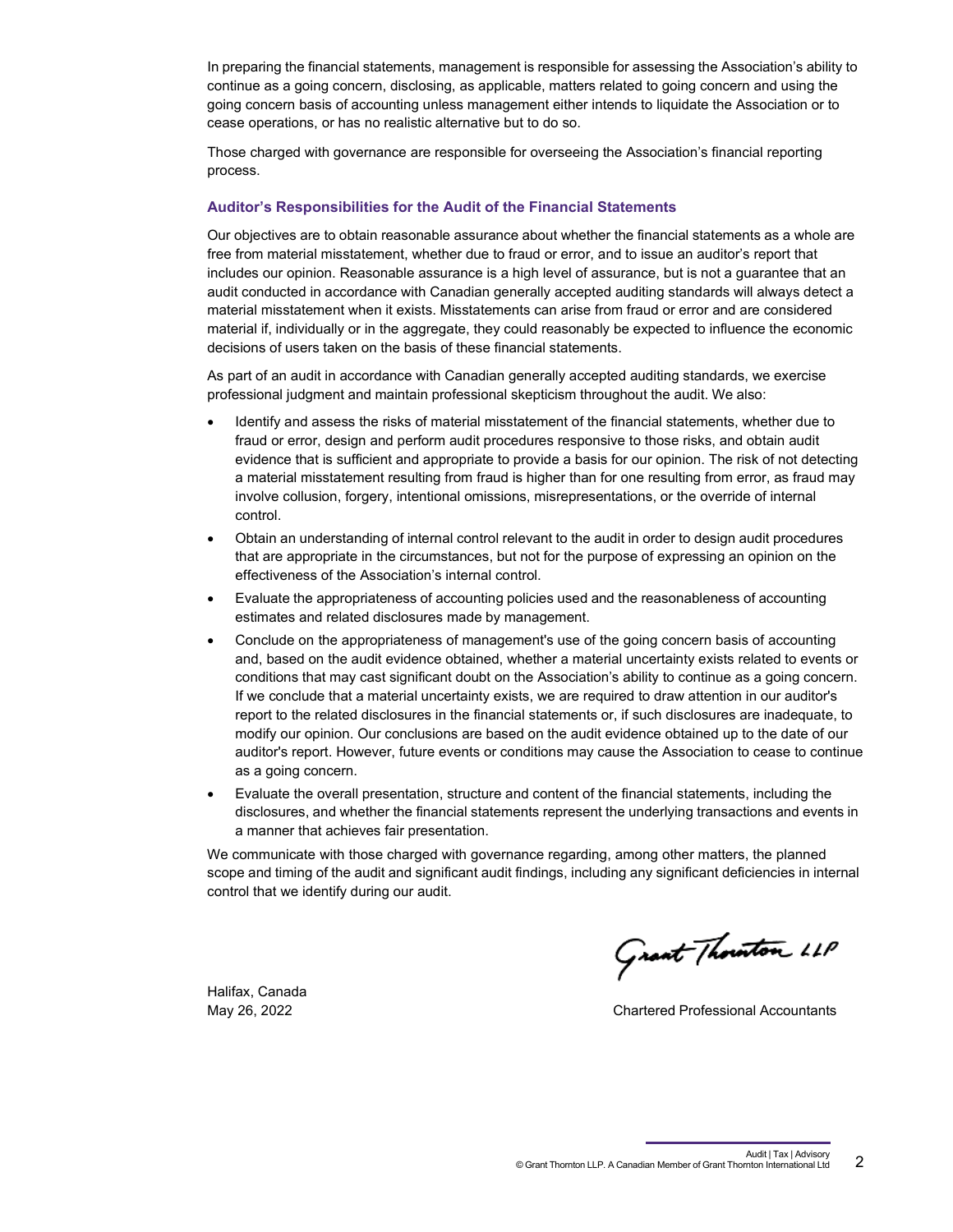In preparing the financial statements, management is responsible for assessing the Association's ability to continue as a going concern, disclosing, as applicable, matters related to going concern and using the going concern basis of accounting unless management either intends to liquidate the Association or to cease operations, or has no realistic alternative but to do so.

Those charged with governance are responsible for overseeing the Association's financial reporting process.

### Auditor's Responsibilities for the Audit of the Financial Statements

Our objectives are to obtain reasonable assurance about whether the financial statements as a whole are free from material misstatement, whether due to fraud or error, and to issue an auditor's report that includes our opinion. Reasonable assurance is a high level of assurance, but is not a guarantee that an audit conducted in accordance with Canadian generally accepted auditing standards will always detect a material misstatement when it exists. Misstatements can arise from fraud or error and are considered material if, individually or in the aggregate, they could reasonably be expected to influence the economic decisions of users taken on the basis of these financial statements.

As part of an audit in accordance with Canadian generally accepted auditing standards, we exercise professional judgment and maintain professional skepticism throughout the audit. We also:

- Identify and assess the risks of material misstatement of the financial statements, whether due to fraud or error, design and perform audit procedures responsive to those risks, and obtain audit evidence that is sufficient and appropriate to provide a basis for our opinion. The risk of not detecting a material misstatement resulting from fraud is higher than for one resulting from error, as fraud may involve collusion, forgery, intentional omissions, misrepresentations, or the override of internal control.
- Obtain an understanding of internal control relevant to the audit in order to design audit procedures that are appropriate in the circumstances, but not for the purpose of expressing an opinion on the effectiveness of the Association's internal control.
- Evaluate the appropriateness of accounting policies used and the reasonableness of accounting estimates and related disclosures made by management.
- Conclude on the appropriateness of management's use of the going concern basis of accounting and, based on the audit evidence obtained, whether a material uncertainty exists related to events or conditions that may cast significant doubt on the Association's ability to continue as a going concern. If we conclude that a material uncertainty exists, we are required to draw attention in our auditor's report to the related disclosures in the financial statements or, if such disclosures are inadequate, to modify our opinion. Our conclusions are based on the audit evidence obtained up to the date of our auditor's report. However, future events or conditions may cause the Association to cease to continue as a going concern.
- Evaluate the overall presentation, structure and content of the financial statements, including the disclosures, and whether the financial statements represent the underlying transactions and events in a manner that achieves fair presentation.

We communicate with those charged with governance regarding, among other matters, the planned scope and timing of the audit and significant audit findings, including any significant deficiencies in internal control that we identify during our audit.

Grant Thornton LLP

Halifax, Canada
May 26, 2022

Chartered Professional Accountants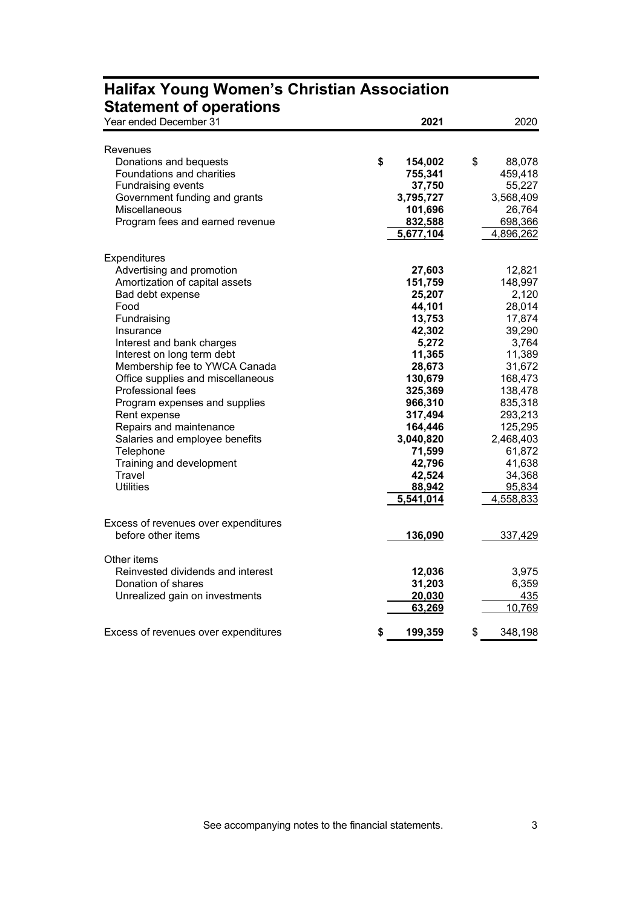# Halifax Young Women's Christian Association
## Statement of operations

| Year ended December 31 | 2021 | 2020 |
|---|---|---|
| **Revenues** | | |
| Donations and bequests | $ 154,002 | $ 88,078 |
| Foundations and charities | 755,341 | 459,418 |
| Fundraising events | 37,750 | 55,227 |
| Government funding and grants | 3,795,727 | 3,568,409 |
| Miscellaneous | 101,696 | 26,764 |
| Program fees and earned revenue | 832,588 | 698,366 |
| | 5,677,104 | 4,896,262 |
| **Expenditures** | | |
| Advertising and promotion | 27,603 | 12,821 |
| Amortization of capital assets | 151,759 | 148,997 |
| Bad debt expense | 25,207 | 2,120 |
| Food | 44,101 | 28,014 |
| Fundraising | 13,753 | 17,874 |
| Insurance | 42,302 | 39,290 |
| Interest and bank charges | 5,272 | 3,764 |
| Interest on long term debt | 11,365 | 11,389 |
| Membership fee to YWCA Canada | 28,673 | 31,672 |
| Office supplies and miscellaneous | 130,679 | 168,473 |
| Professional fees | 325,369 | 138,478 |
| Program expenses and supplies | 966,310 | 835,318 |
| Rent expense | 317,494 | 293,213 |
| Repairs and maintenance | 164,446 | 125,295 |
| Salaries and employee benefits | 3,040,820 | 2,468,403 |
| Telephone | 71,599 | 61,872 |
| Training and development | 42,796 | 41,638 |
| Travel | 42,524 | 34,368 |
| Utilities | 88,942 | 95,834 |
| | 5,541,014 | 4,558,833 |
| Excess of revenues over expenditures before other items | 136,090 | 337,429 |
| **Other items** | | |
| Reinvested dividends and interest | 12,036 | 3,975 |
| Donation of shares | 31,203 | 6,359 |
| Unrealized gain on investments | 20,030 | 435 |
| | 63,269 | 10,769 |
| Excess of revenues over expenditures | $ 199,359 | $ 348,198 |

See accompanying notes to the financial statements.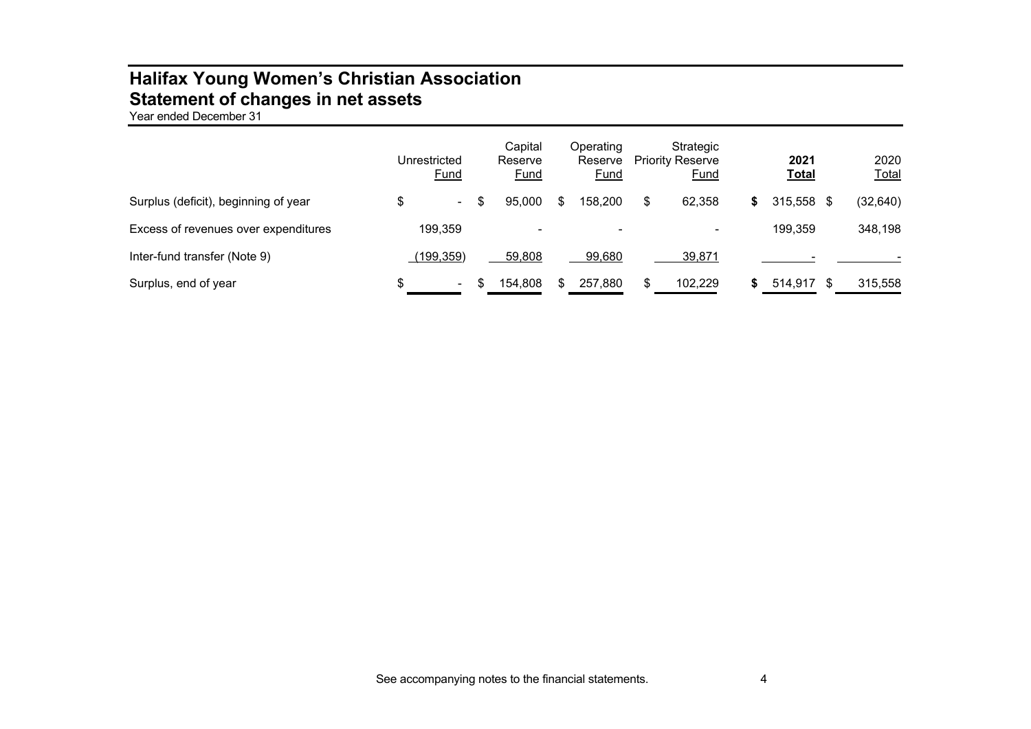# Halifax Young Women's Christian Association
## Statement of changes in net assets
Year ended December 31

| | Unrestricted Fund | Capital Reserve Fund | Operating Reserve Fund | Strategic Priority Reserve Fund | **2021 Total** | 2020 Total |
|---|---|---|---|---|---|---|
| Surplus (deficit), beginning of year | $ - | $ 95,000 | $ 158,200 | $ 62,358 | **$** 315,558 | $ (32,640) |
| Excess of revenues over expenditures | 199,359 | - | - | - | 199,359 | 348,198 |
| Inter-fund transfer (Note 9) | (199,359) | 59,808 | 99,680 | 39,871 | - | - |
| Surplus, end of year | $ - | $ 154,808 | $ 257,880 | $ 102,229 | **$** 514,917 | $ 315,558 |

See accompanying notes to the financial statements.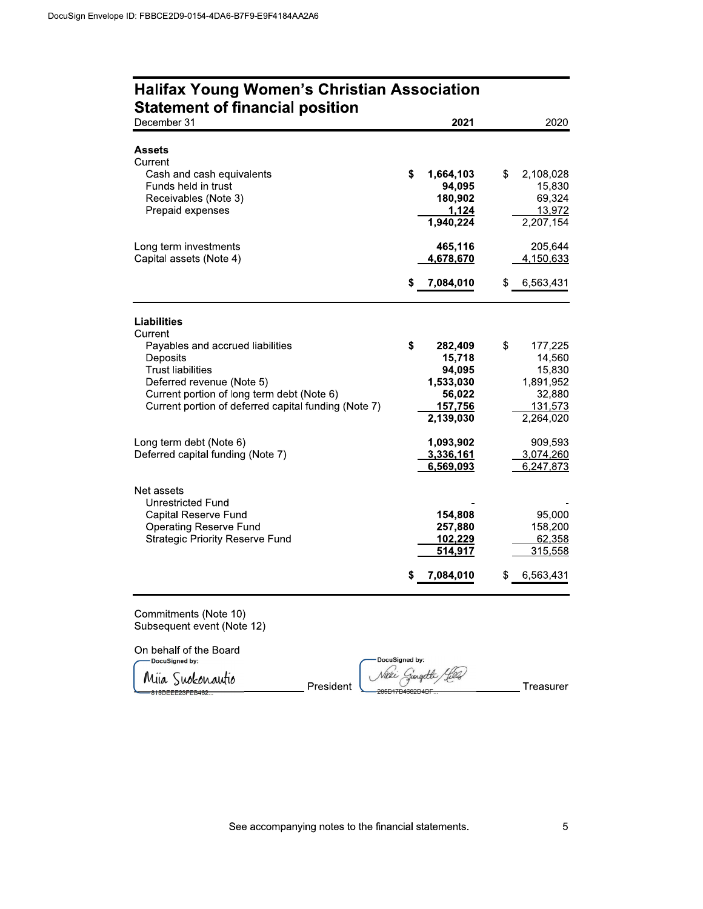# Halifax Young Women's Christian Association

## Statement of financial position

| December 31 | 2021 | 2020 |
|---|---|---|
| **Assets** | | |
| Current | | |
| Cash and cash equivalents | $ 1,664,103 | $ 2,108,028 |
| Funds held in trust | 94,095 | 15,830 |
| Receivables (Note 3) | 180,902 | 69,324 |
| Prepaid expenses | 1,124 | 13,972 |
| | 1,940,224 | 2,207,154 |
| Long term investments | 465,116 | 205,644 |
| Capital assets (Note 4) | 4,678,670 | 4,150,633 |
| | $ 7,084,010 | $ 6,563,431 |
| **Liabilities** | | |
| Current | | |
| Payables and accrued liabilities | $ 282,409 | $ 177,225 |
| Deposits | 15,718 | 14,560 |
| Trust liabilities | 94,095 | 15,830 |
| Deferred revenue (Note 5) | 1,533,030 | 1,891,952 |
| Current portion of long term debt (Note 6) | 56,022 | 32,880 |
| Current portion of deferred capital funding (Note 7) | 157,756 | 131,573 |
| | 2,139,030 | 2,264,020 |
| Long term debt (Note 6) | 1,093,902 | 909,593 |
| Deferred capital funding (Note 7) | 3,336,161 | 3,074,260 |
| | 6,569,093 | 6,247,873 |
| Net assets | | |
| Unrestricted Fund | - | - |
| Capital Reserve Fund | 154,808 | 95,000 |
| Operating Reserve Fund | 257,880 | 158,200 |
| Strategic Priority Reserve Fund | 102,229 | 62,358 |
| | 514,917 | 315,558 |
| | $ 7,084,010 | $ 6,563,431 |

Commitments (Note 10)
Subsequent event (Note 12)

On behalf of the Board

DocuSigned by: Miia Suokonautio — President

DocuSigned by: Nikki Giorgetti Alles — Treasurer

See accompanying notes to the financial statements.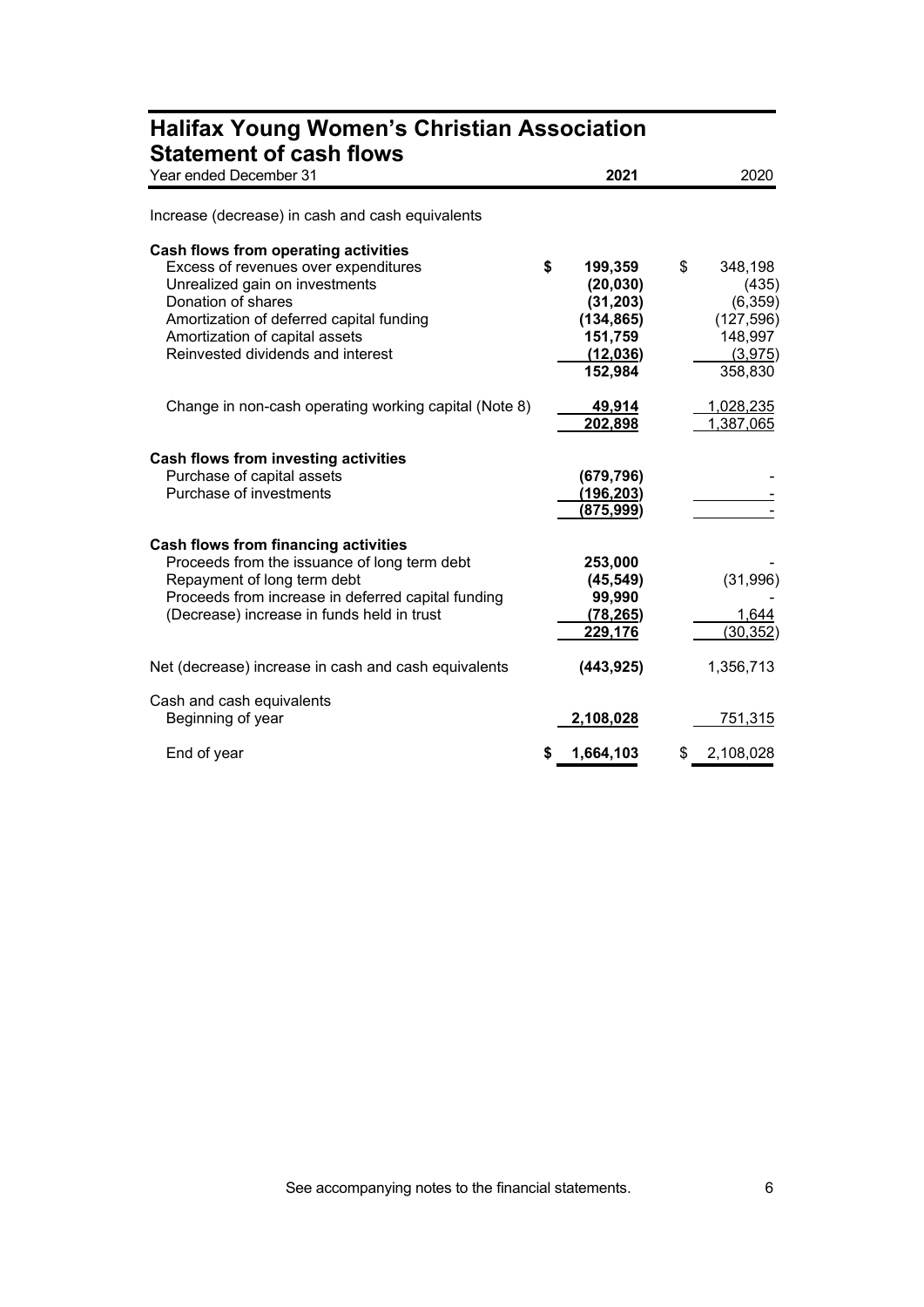# Halifax Young Women's Christian Association

## Statement of cash flows

| Year ended December 31 | 2021 | 2020 |
|---|---|---|
| Increase (decrease) in cash and cash equivalents | | |
| **Cash flows from operating activities** | | |
| Excess of revenues over expenditures | $ 199,359 | $ 348,198 |
| Unrealized gain on investments | (20,030) | (435) |
| Donation of shares | (31,203) | (6,359) |
| Amortization of deferred capital funding | (134,865) | (127,596) |
| Amortization of capital assets | 151,759 | 148,997 |
| Reinvested dividends and interest | (12,036) | (3,975) |
| | 152,984 | 358,830 |
| Change in non-cash operating working capital (Note 8) | 49,914 | 1,028,235 |
| | 202,898 | 1,387,065 |
| **Cash flows from investing activities** | | |
| Purchase of capital assets | (679,796) | - |
| Purchase of investments | (196,203) | - |
| | (875,999) | - |
| **Cash flows from financing activities** | | |
| Proceeds from the issuance of long term debt | 253,000 | - |
| Repayment of long term debt | (45,549) | (31,996) |
| Proceeds from increase in deferred capital funding | 99,990 | - |
| (Decrease) increase in funds held in trust | (78,265) | 1,644 |
| | 229,176 | (30,352) |
| Net (decrease) increase in cash and cash equivalents | (443,925) | 1,356,713 |
| Cash and cash equivalents | | |
| Beginning of year | 2,108,028 | 751,315 |
| End of year | $ 1,664,103 | $ 2,108,028 |

See accompanying notes to the financial statements.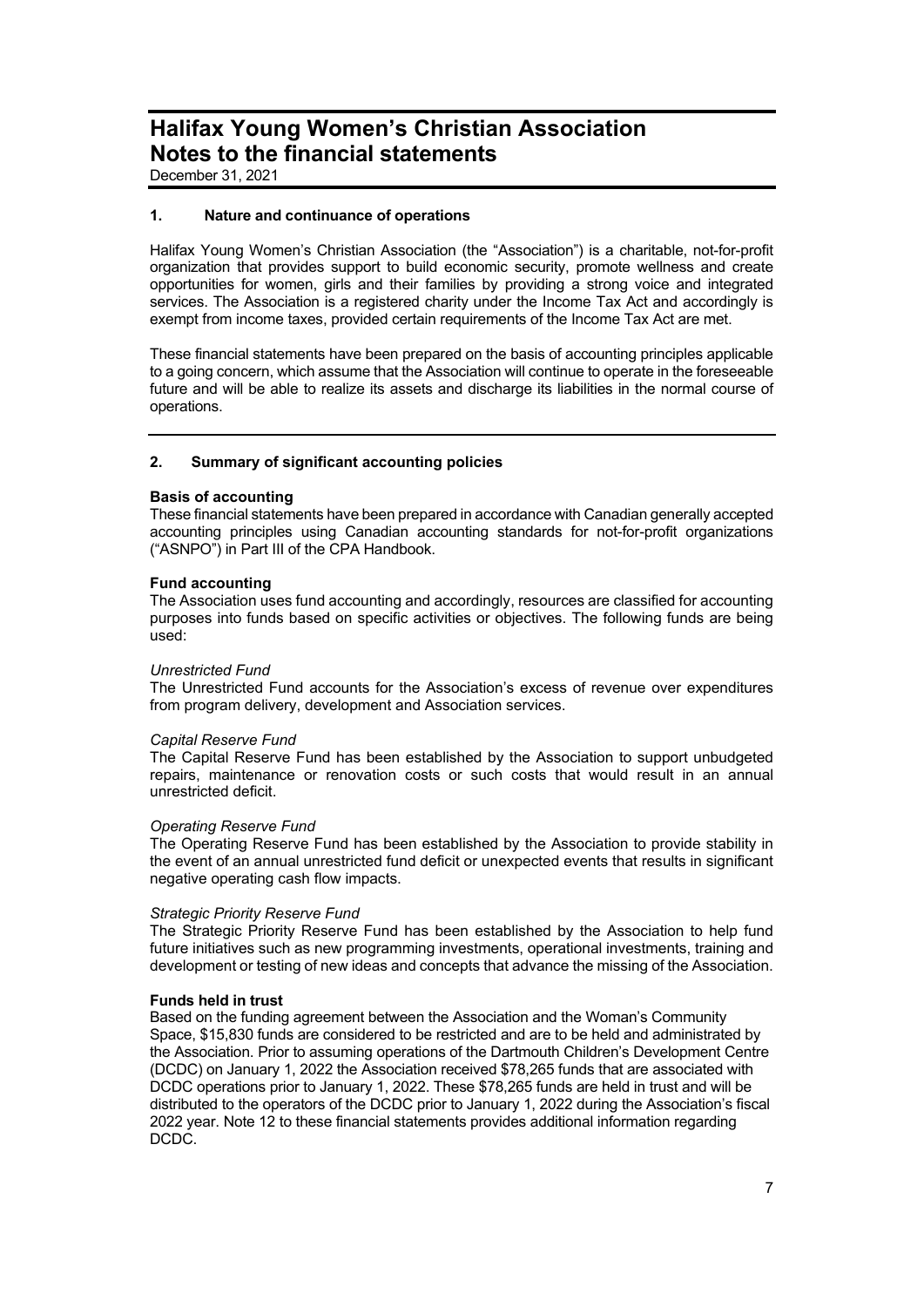# Halifax Young Women's Christian Association
# Notes to the financial statements

December 31, 2021

## 1. Nature and continuance of operations

Halifax Young Women's Christian Association (the "Association") is a charitable, not-for-profit organization that provides support to build economic security, promote wellness and create opportunities for women, girls and their families by providing a strong voice and integrated services. The Association is a registered charity under the Income Tax Act and accordingly is exempt from income taxes, provided certain requirements of the Income Tax Act are met.

These financial statements have been prepared on the basis of accounting principles applicable to a going concern, which assume that the Association will continue to operate in the foreseeable future and will be able to realize its assets and discharge its liabilities in the normal course of operations.

## 2. Summary of significant accounting policies

### Basis of accounting

These financial statements have been prepared in accordance with Canadian generally accepted accounting principles using Canadian accounting standards for not-for-profit organizations ("ASNPO") in Part III of the CPA Handbook.

### Fund accounting

The Association uses fund accounting and accordingly, resources are classified for accounting purposes into funds based on specific activities or objectives. The following funds are being used:

*Unrestricted Fund*

The Unrestricted Fund accounts for the Association's excess of revenue over expenditures from program delivery, development and Association services.

*Capital Reserve Fund*

The Capital Reserve Fund has been established by the Association to support unbudgeted repairs, maintenance or renovation costs or such costs that would result in an annual unrestricted deficit.

*Operating Reserve Fund*

The Operating Reserve Fund has been established by the Association to provide stability in the event of an annual unrestricted fund deficit or unexpected events that results in significant negative operating cash flow impacts.

*Strategic Priority Reserve Fund*

The Strategic Priority Reserve Fund has been established by the Association to help fund future initiatives such as new programming investments, operational investments, training and development or testing of new ideas and concepts that advance the missing of the Association.

### Funds held in trust

Based on the funding agreement between the Association and the Woman's Community Space, $15,830 funds are considered to be restricted and are to be held and administrated by the Association. Prior to assuming operations of the Dartmouth Children's Development Centre (DCDC) on January 1, 2022 the Association received $78,265 funds that are associated with DCDC operations prior to January 1, 2022. These $78,265 funds are held in trust and will be distributed to the operators of the DCDC prior to January 1, 2022 during the Association's fiscal 2022 year. Note 12 to these financial statements provides additional information regarding DCDC.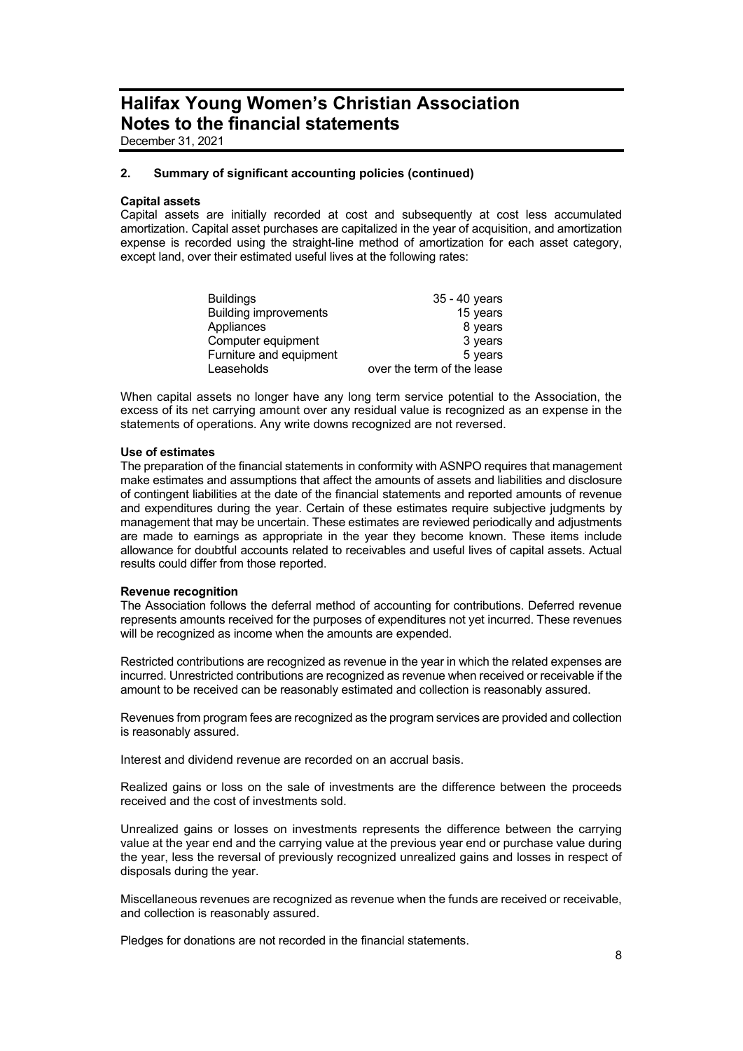# Halifax Young Women's Christian Association
# Notes to the financial statements

December 31, 2021

## 2. Summary of significant accounting policies (continued)

**Capital assets**

Capital assets are initially recorded at cost and subsequently at cost less accumulated amortization. Capital asset purchases are capitalized in the year of acquisition, and amortization expense is recorded using the straight-line method of amortization for each asset category, except land, over their estimated useful lives at the following rates:

| | |
|---|---|
| Buildings | 35 - 40 years |
| Building improvements | 15 years |
| Appliances | 8 years |
| Computer equipment | 3 years |
| Furniture and equipment | 5 years |
| Leaseholds | over the term of the lease |

When capital assets no longer have any long term service potential to the Association, the excess of its net carrying amount over any residual value is recognized as an expense in the statements of operations. Any write downs recognized are not reversed.

**Use of estimates**

The preparation of the financial statements in conformity with ASNPO requires that management make estimates and assumptions that affect the amounts of assets and liabilities and disclosure of contingent liabilities at the date of the financial statements and reported amounts of revenue and expenditures during the year. Certain of these estimates require subjective judgments by management that may be uncertain. These estimates are reviewed periodically and adjustments are made to earnings as appropriate in the year they become known. These items include allowance for doubtful accounts related to receivables and useful lives of capital assets. Actual results could differ from those reported.

**Revenue recognition**

The Association follows the deferral method of accounting for contributions. Deferred revenue represents amounts received for the purposes of expenditures not yet incurred. These revenues will be recognized as income when the amounts are expended.

Restricted contributions are recognized as revenue in the year in which the related expenses are incurred. Unrestricted contributions are recognized as revenue when received or receivable if the amount to be received can be reasonably estimated and collection is reasonably assured.

Revenues from program fees are recognized as the program services are provided and collection is reasonably assured.

Interest and dividend revenue are recorded on an accrual basis.

Realized gains or loss on the sale of investments are the difference between the proceeds received and the cost of investments sold.

Unrealized gains or losses on investments represents the difference between the carrying value at the year end and the carrying value at the previous year end or purchase value during the year, less the reversal of previously recognized unrealized gains and losses in respect of disposals during the year.

Miscellaneous revenues are recognized as revenue when the funds are received or receivable, and collection is reasonably assured.

Pledges for donations are not recorded in the financial statements.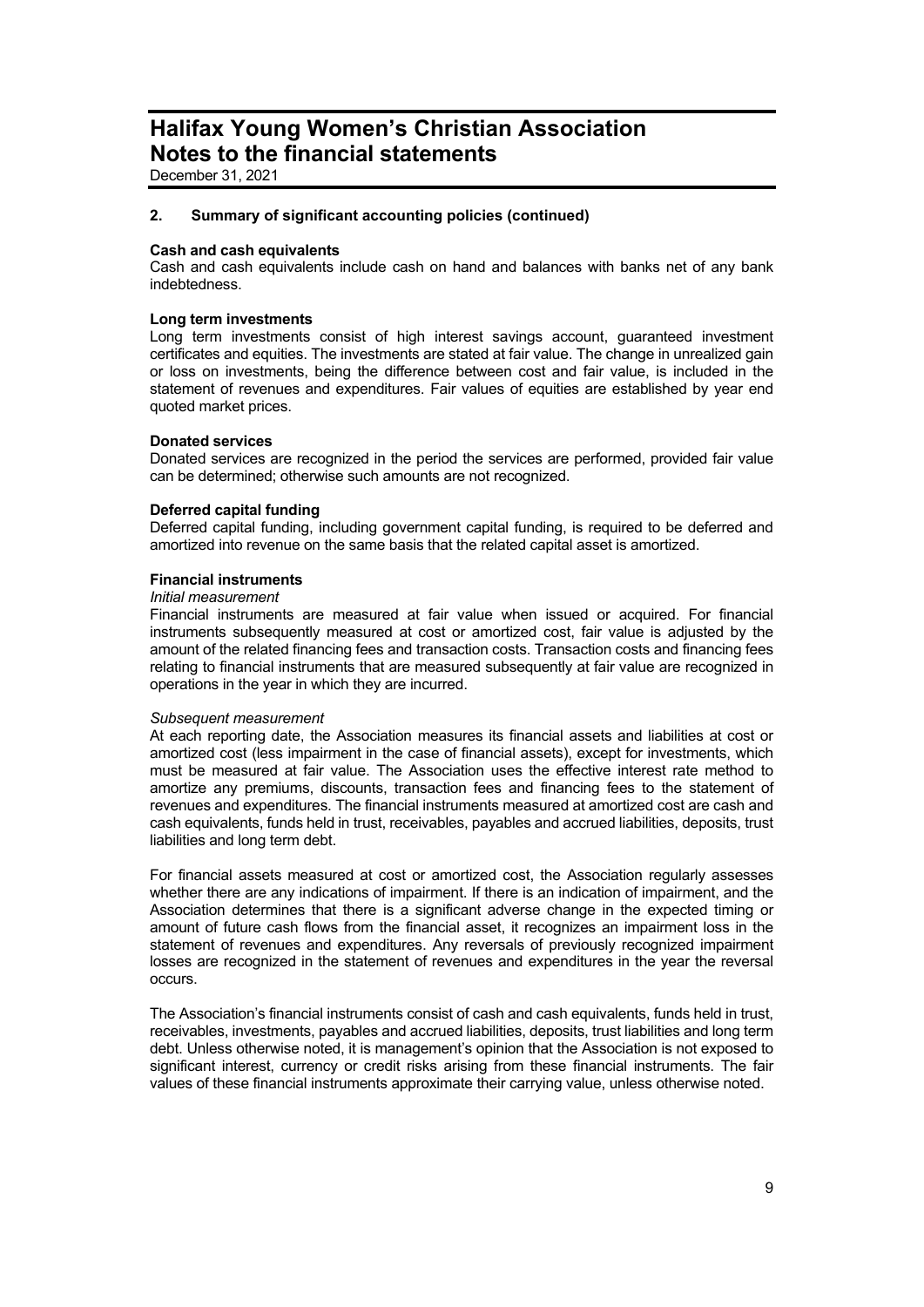# Halifax Young Women's Christian Association
# Notes to the financial statements

December 31, 2021

## 2. Summary of significant accounting policies (continued)

### Cash and cash equivalents

Cash and cash equivalents include cash on hand and balances with banks net of any bank indebtedness.

### Long term investments

Long term investments consist of high interest savings account, guaranteed investment certificates and equities. The investments are stated at fair value. The change in unrealized gain or loss on investments, being the difference between cost and fair value, is included in the statement of revenues and expenditures. Fair values of equities are established by year end quoted market prices.

### Donated services

Donated services are recognized in the period the services are performed, provided fair value can be determined; otherwise such amounts are not recognized.

### Deferred capital funding

Deferred capital funding, including government capital funding, is required to be deferred and amortized into revenue on the same basis that the related capital asset is amortized.

### Financial instruments

*Initial measurement*

Financial instruments are measured at fair value when issued or acquired. For financial instruments subsequently measured at cost or amortized cost, fair value is adjusted by the amount of the related financing fees and transaction costs. Transaction costs and financing fees relating to financial instruments that are measured subsequently at fair value are recognized in operations in the year in which they are incurred.

*Subsequent measurement*

At each reporting date, the Association measures its financial assets and liabilities at cost or amortized cost (less impairment in the case of financial assets), except for investments, which must be measured at fair value. The Association uses the effective interest rate method to amortize any premiums, discounts, transaction fees and financing fees to the statement of revenues and expenditures. The financial instruments measured at amortized cost are cash and cash equivalents, funds held in trust, receivables, payables and accrued liabilities, deposits, trust liabilities and long term debt.

For financial assets measured at cost or amortized cost, the Association regularly assesses whether there are any indications of impairment. If there is an indication of impairment, and the Association determines that there is a significant adverse change in the expected timing or amount of future cash flows from the financial asset, it recognizes an impairment loss in the statement of revenues and expenditures. Any reversals of previously recognized impairment losses are recognized in the statement of revenues and expenditures in the year the reversal occurs.

The Association's financial instruments consist of cash and cash equivalents, funds held in trust, receivables, investments, payables and accrued liabilities, deposits, trust liabilities and long term debt. Unless otherwise noted, it is management's opinion that the Association is not exposed to significant interest, currency or credit risks arising from these financial instruments. The fair values of these financial instruments approximate their carrying value, unless otherwise noted.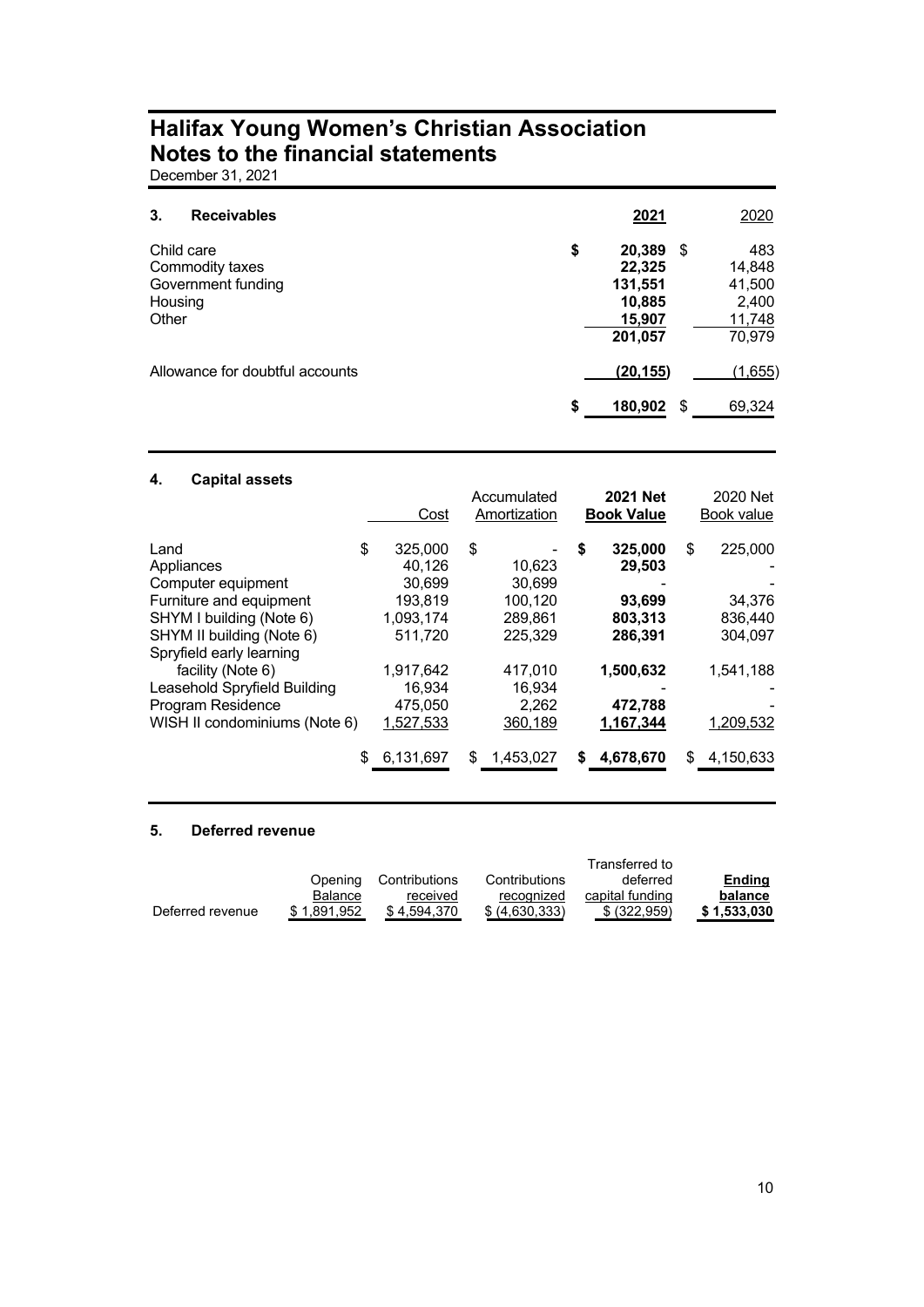# Halifax Young Women's Christian Association
# Notes to the financial statements

December 31, 2021

## 3. Receivables

| | **2021** | 2020 |
|---|---|---|
| Child care | $ **20,389** | $ 483 |
| Commodity taxes | **22,325** | 14,848 |
| Government funding | **131,551** | 41,500 |
| Housing | **10,885** | 2,400 |
| Other | **15,907** | 11,748 |
| | **201,057** | 70,979 |
| Allowance for doubtful accounts | **(20,155)** | (1,655) |
| | $ **180,902** | $ 69,324 |

## 4. Capital assets

| | Cost | Accumulated Amortization | **2021 Net Book Value** | 2020 Net Book value |
|---|---|---|---|---|
| Land | $ 325,000 | $ - | $ **325,000** | $ 225,000 |
| Appliances | 40,126 | 10,623 | **29,503** | - |
| Computer equipment | 30,699 | 30,699 | - | - |
| Furniture and equipment | 193,819 | 100,120 | **93,699** | 34,376 |
| SHYM I building (Note 6) | 1,093,174 | 289,861 | **803,313** | 836,440 |
| SHYM II building (Note 6) | 511,720 | 225,329 | **286,391** | 304,097 |
| Spryfield early learning facility (Note 6) | 1,917,642 | 417,010 | **1,500,632** | 1,541,188 |
| Leasehold Spryfield Building | 16,934 | 16,934 | - | - |
| Program Residence | 475,050 | 2,262 | **472,788** | - |
| WISH II condominiums (Note 6) | 1,527,533 | 360,189 | **1,167,344** | 1,209,532 |
| | $ 6,131,697 | $ 1,453,027 | $ **4,678,670** | $ 4,150,633 |

## 5. Deferred revenue

| | Opening Balance | Contributions received | Contributions recognized | Transferred to deferred capital funding | **Ending balance** |
|---|---|---|---|---|---|
| Deferred revenue | $ 1,891,952 | $ 4,594,370 | $ (4,630,333) | $ (322,959) | **$ 1,533,030** |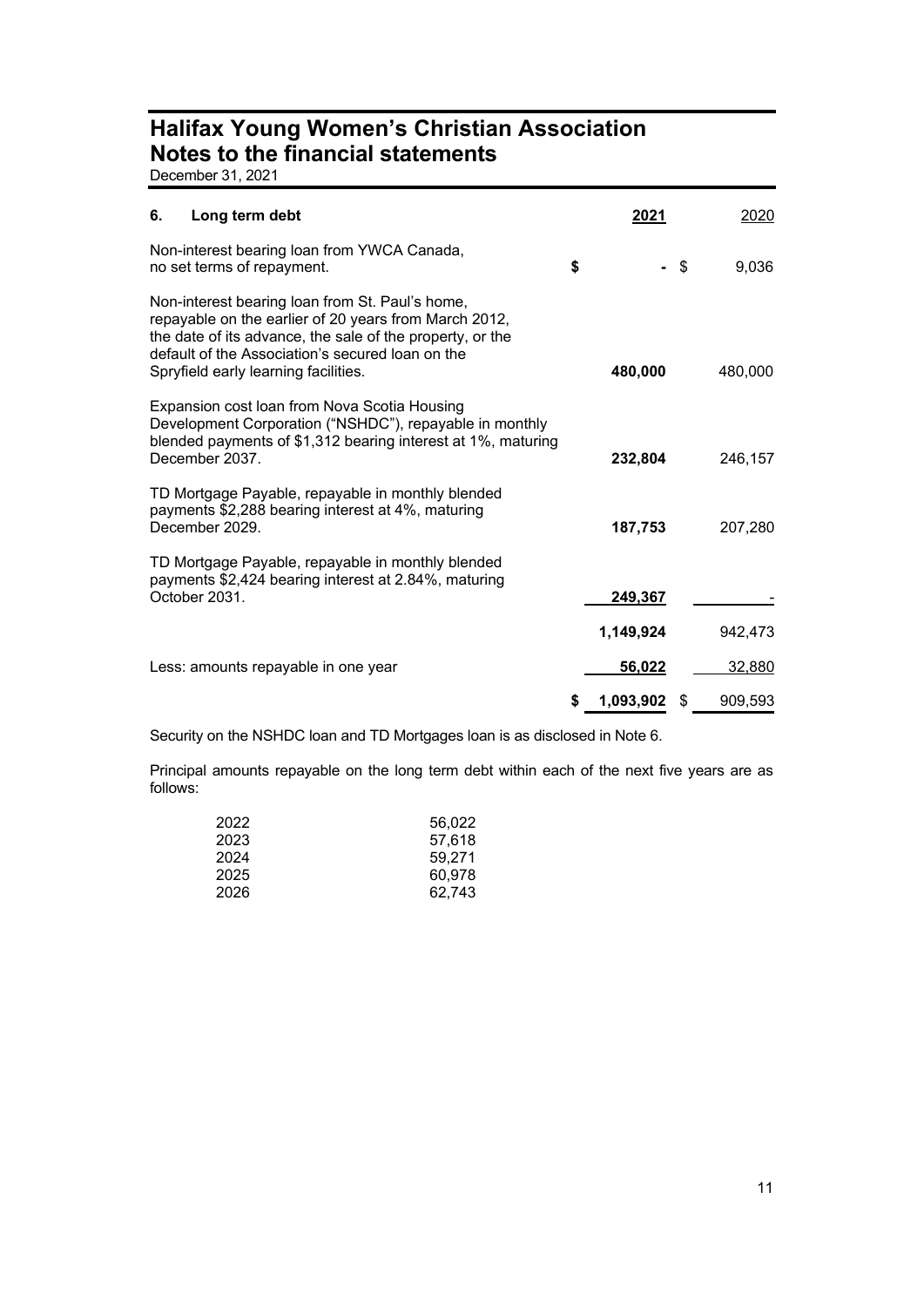# Halifax Young Women's Christian Association
# Notes to the financial statements

December 31, 2021

| 6. Long term debt | 2021 | 2020 |
|---|---|---|
| Non-interest bearing loan from YWCA Canada, no set terms of repayment. | $ - | $ 9,036 |
| Non-interest bearing loan from St. Paul's home, repayable on the earlier of 20 years from March 2012, the date of its advance, the sale of the property, or the default of the Association's secured loan on the Spryfield early learning facilities. | 480,000 | 480,000 |
| Expansion cost loan from Nova Scotia Housing Development Corporation ("NSHDC"), repayable in monthly blended payments of $1,312 bearing interest at 1%, maturing December 2037. | 232,804 | 246,157 |
| TD Mortgage Payable, repayable in monthly blended payments $2,288 bearing interest at 4%, maturing December 2029. | 187,753 | 207,280 |
| TD Mortgage Payable, repayable in monthly blended payments $2,424 bearing interest at 2.84%, maturing October 2031. | 249,367 | - |
| | 1,149,924 | 942,473 |
| Less: amounts repayable in one year | 56,022 | 32,880 |
| | $ 1,093,902 | $ 909,593 |

Security on the NSHDC loan and TD Mortgages loan is as disclosed in Note 6.

Principal amounts repayable on the long term debt within each of the next five years are as follows:

| | |
|---|---|
| 2022 | 56,022 |
| 2023 | 57,618 |
| 2024 | 59,271 |
| 2025 | 60,978 |
| 2026 | 62,743 |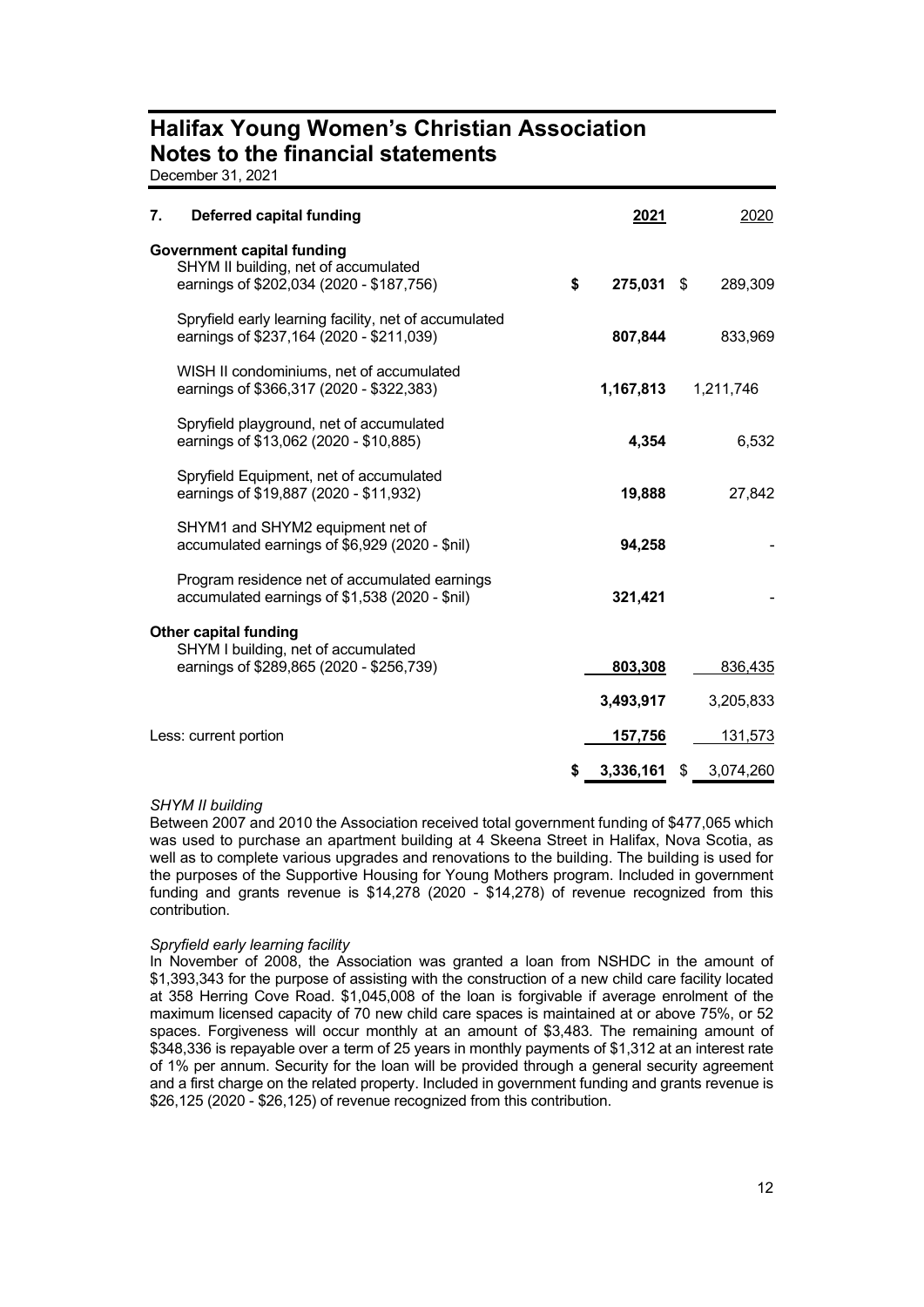# Halifax Young Women's Christian Association
## Notes to the financial statements

December 31, 2021

| **7. Deferred capital funding** | **2021** | 2020 |
|---|---|---|
| **Government capital funding** | | |
| SHYM II building, net of accumulated earnings of $202,034 (2020 - $187,756) | **$ 275,031** | $ 289,309 |
| Spryfield early learning facility, net of accumulated earnings of $237,164 (2020 - $211,039) | **807,844** | 833,969 |
| WISH II condominiums, net of accumulated earnings of $366,317 (2020 - $322,383) | **1,167,813** | 1,211,746 |
| Spryfield playground, net of accumulated earnings of $13,062 (2020 - $10,885) | **4,354** | 6,532 |
| Spryfield Equipment, net of accumulated earnings of $19,887 (2020 - $11,932) | **19,888** | 27,842 |
| SHYM1 and SHYM2 equipment net of accumulated earnings of $6,929 (2020 - $nil) | **94,258** | - |
| Program residence net of accumulated earnings accumulated earnings of $1,538 (2020 - $nil) | **321,421** | - |
| **Other capital funding** | | |
| SHYM I building, net of accumulated earnings of $289,865 (2020 - $256,739) | **803,308** | 836,435 |
| | **3,493,917** | 3,205,833 |
| Less: current portion | **157,756** | 131,573 |
| | **$ 3,336,161** | $ 3,074,260 |

*SHYM II building*

Between 2007 and 2010 the Association received total government funding of $477,065 which was used to purchase an apartment building at 4 Skeena Street in Halifax, Nova Scotia, as well as to complete various upgrades and renovations to the building. The building is used for the purposes of the Supportive Housing for Young Mothers program. Included in government funding and grants revenue is $14,278 (2020 - $14,278) of revenue recognized from this contribution.

*Spryfield early learning facility*

In November of 2008, the Association was granted a loan from NSHDC in the amount of $1,393,343 for the purpose of assisting with the construction of a new child care facility located at 358 Herring Cove Road. $1,045,008 of the loan is forgivable if average enrolment of the maximum licensed capacity of 70 new child care spaces is maintained at or above 75%, or 52 spaces. Forgiveness will occur monthly at an amount of $3,483. The remaining amount of $348,336 is repayable over a term of 25 years in monthly payments of $1,312 at an interest rate of 1% per annum. Security for the loan will be provided through a general security agreement and a first charge on the related property. Included in government funding and grants revenue is $26,125 (2020 - $26,125) of revenue recognized from this contribution.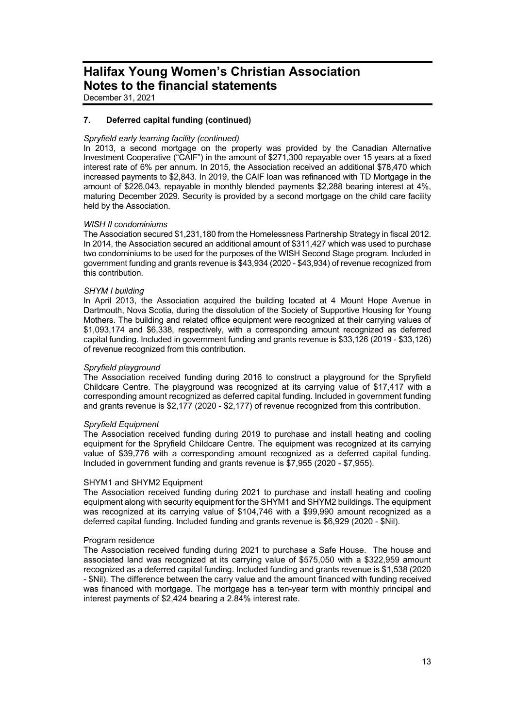## 7. Deferred capital funding (continued)

*Spryfield early learning facility (continued)*

In 2013, a second mortgage on the property was provided by the Canadian Alternative Investment Cooperative ("CAIF") in the amount of $271,300 repayable over 15 years at a fixed interest rate of 6% per annum. In 2015, the Association received an additional $78,470 which increased payments to $2,843. In 2019, the CAIF loan was refinanced with TD Mortgage in the amount of $226,043, repayable in monthly blended payments $2,288 bearing interest at 4%, maturing December 2029. Security is provided by a second mortgage on the child care facility held by the Association.

*WISH II condominiums*

The Association secured $1,231,180 from the Homelessness Partnership Strategy in fiscal 2012. In 2014, the Association secured an additional amount of $311,427 which was used to purchase two condominiums to be used for the purposes of the WISH Second Stage program. Included in government funding and grants revenue is $43,934 (2020 - $43,934) of revenue recognized from this contribution.

*SHYM I building*

In April 2013, the Association acquired the building located at 4 Mount Hope Avenue in Dartmouth, Nova Scotia, during the dissolution of the Society of Supportive Housing for Young Mothers. The building and related office equipment were recognized at their carrying values of $1,093,174 and $6,338, respectively, with a corresponding amount recognized as deferred capital funding. Included in government funding and grants revenue is $33,126 (2019 - $33,126) of revenue recognized from this contribution.

*Spryfield playground*

The Association received funding during 2016 to construct a playground for the Spryfield Childcare Centre. The playground was recognized at its carrying value of $17,417 with a corresponding amount recognized as deferred capital funding. Included in government funding and grants revenue is $2,177 (2020 - $2,177) of revenue recognized from this contribution.

*Spryfield Equipment*

The Association received funding during 2019 to purchase and install heating and cooling equipment for the Spryfield Childcare Centre. The equipment was recognized at its carrying value of $39,776 with a corresponding amount recognized as a deferred capital funding. Included in government funding and grants revenue is $7,955 (2020 - $7,955).

SHYM1 and SHYM2 Equipment

The Association received funding during 2021 to purchase and install heating and cooling equipment along with security equipment for the SHYM1 and SHYM2 buildings. The equipment was recognized at its carrying value of $104,746 with a $99,990 amount recognized as a deferred capital funding. Included funding and grants revenue is $6,929 (2020 - $Nil).

Program residence

The Association received funding during 2021 to purchase a Safe House. The house and associated land was recognized at its carrying value of $575,050 with a $322,959 amount recognized as a deferred capital funding. Included funding and grants revenue is $1,538 (2020 - $Nil). The difference between the carry value and the amount financed with funding received was financed with mortgage. The mortgage has a ten-year term with monthly principal and interest payments of $2,424 bearing a 2.84% interest rate.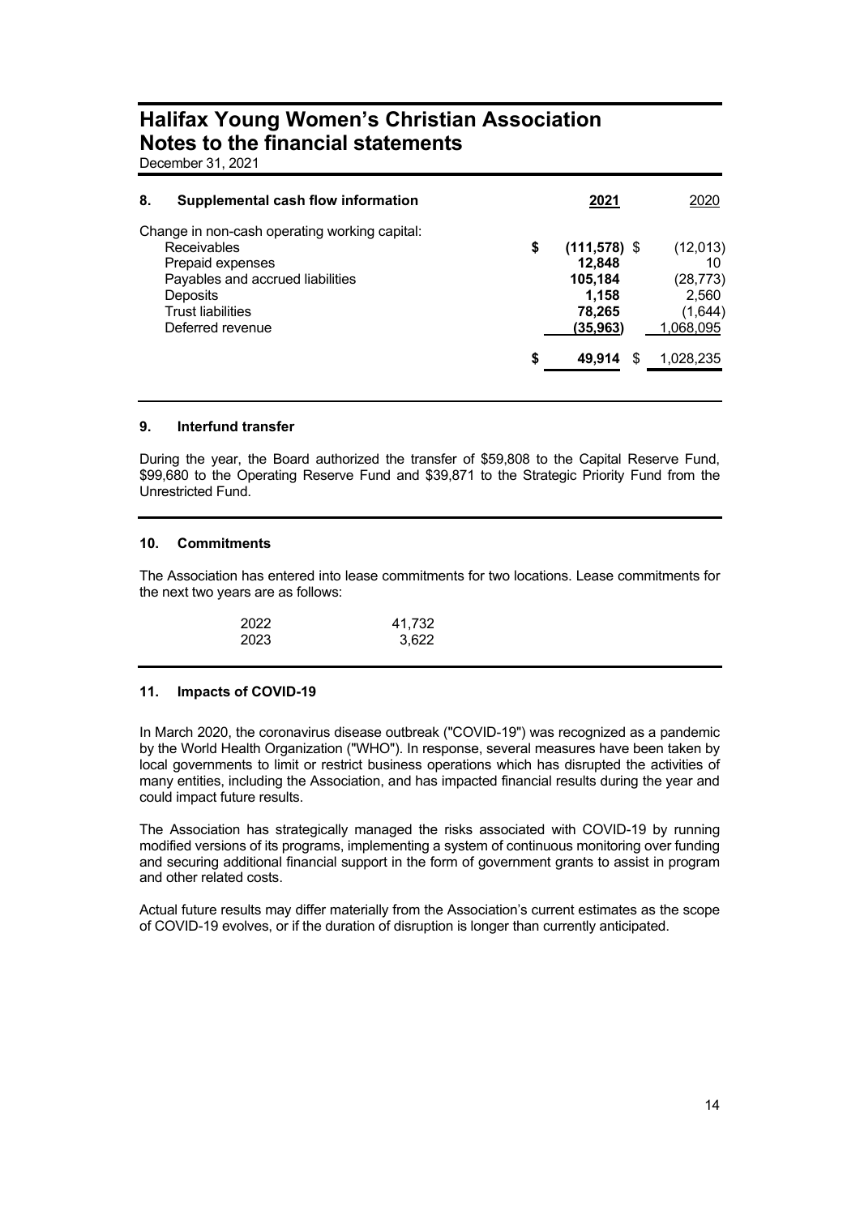# Halifax Young Women's Christian Association
# Notes to the financial statements

December 31, 2021

## 8. Supplemental cash flow information

| | 2021 | 2020 |
|---|---|---|
| Change in non-cash operating working capital: | | |
| Receivables | **$ (111,578)** | $ (12,013) |
| Prepaid expenses | **12,848** | 10 |
| Payables and accrued liabilities | **105,184** | (28,773) |
| Deposits | **1,158** | 2,560 |
| Trust liabilities | **78,265** | (1,644) |
| Deferred revenue | **(35,963)** | 1,068,095 |
| | **$ 49,914** | $ 1,028,235 |

## 9. Interfund transfer

During the year, the Board authorized the transfer of $59,808 to the Capital Reserve Fund, $99,680 to the Operating Reserve Fund and $39,871 to the Strategic Priority Fund from the Unrestricted Fund.

## 10. Commitments

The Association has entered into lease commitments for two locations. Lease commitments for the next two years are as follows:

| | |
|---|---|
| 2022 | 41,732 |
| 2023 | 3,622 |

## 11. Impacts of COVID-19

In March 2020, the coronavirus disease outbreak ("COVID-19") was recognized as a pandemic by the World Health Organization ("WHO"). In response, several measures have been taken by local governments to limit or restrict business operations which has disrupted the activities of many entities, including the Association, and has impacted financial results during the year and could impact future results.

The Association has strategically managed the risks associated with COVID-19 by running modified versions of its programs, implementing a system of continuous monitoring over funding and securing additional financial support in the form of government grants to assist in program and other related costs.

Actual future results may differ materially from the Association's current estimates as the scope of COVID-19 evolves, or if the duration of disruption is longer than currently anticipated.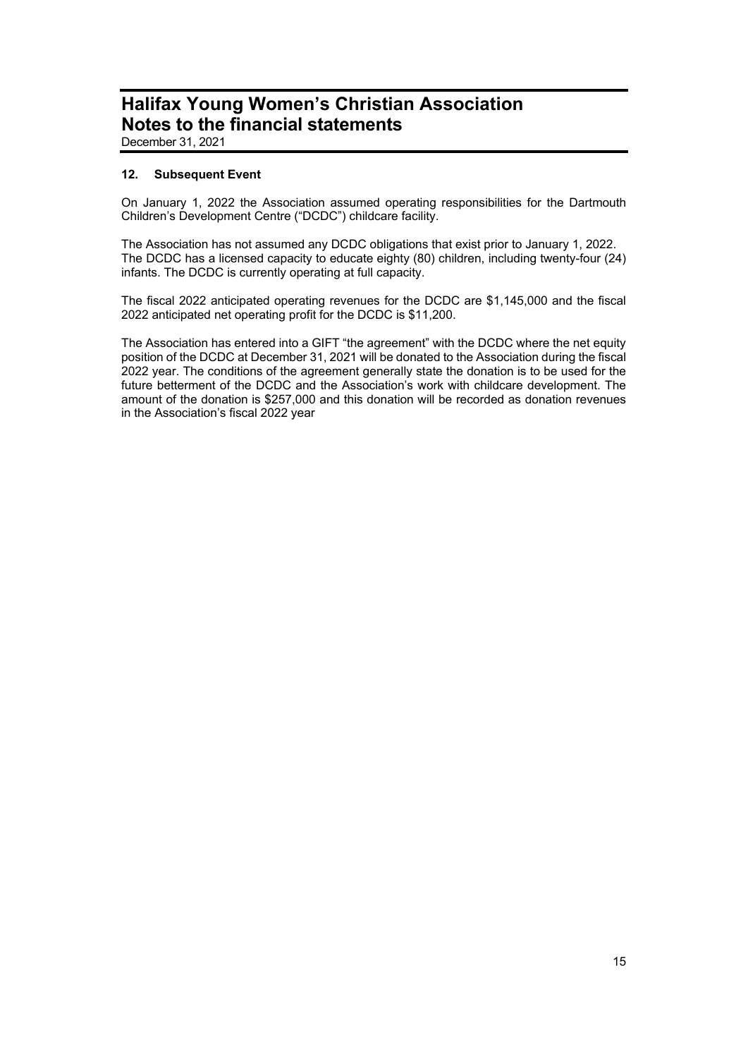# Halifax Young Women's Christian Association
# Notes to the financial statements

December 31, 2021

### 12. Subsequent Event

On January 1, 2022 the Association assumed operating responsibilities for the Dartmouth Children's Development Centre ("DCDC") childcare facility.

The Association has not assumed any DCDC obligations that exist prior to January 1, 2022. The DCDC has a licensed capacity to educate eighty (80) children, including twenty-four (24) infants. The DCDC is currently operating at full capacity.

The fiscal 2022 anticipated operating revenues for the DCDC are $1,145,000 and the fiscal 2022 anticipated net operating profit for the DCDC is $11,200.

The Association has entered into a GIFT "the agreement" with the DCDC where the net equity position of the DCDC at December 31, 2021 will be donated to the Association during the fiscal 2022 year. The conditions of the agreement generally state the donation is to be used for the future betterment of the DCDC and the Association's work with childcare development. The amount of the donation is $257,000 and this donation will be recorded as donation revenues in the Association's fiscal 2022 year